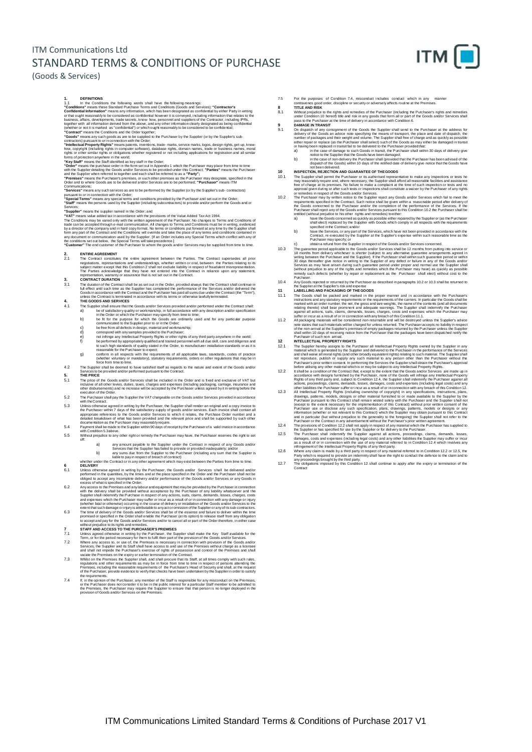# ITM Communications Ltd

# STANDARD TERMS & CONDITIONS OF PURCHASE

(Goods & Services)

**1. DEFINITIONS**

1.1 In the Conditions the following words shall have the following meanings:

**"Conditions"** means these Standard Purchase Terms and Conditions (Goods and Services); **"Contractor's Confidential Information"** means any information, which has been designated as confidential by either Party in writing or that ought reasonably to be considered as confidential however it is conveyed, including information that relates to the business, affairs, developments, trade secrets, know- how, personnel and suppliers of the Contractor, including IPRs, together with all information derived from the above, and any other information clearly designated as being confidential (whether or not it is marked as "confidential") or which ought reasonably to be considered to be confidential;

**"Contract"** means the Conditions and the Order together;

**"Goods"** means any such goods as are to be supplied to the Purchaser by the Supplier (or by the Supplier's sub-contractors) pursuant to or in connection with the Order;

**"Intellectual Property Rights"** means patents, inventions, trade- marks, service marks, logos, design rights, get-up, know-how, copyright (including rights in computer software), database rights, domain names, trade or business names, moral rights or other similar rights or obligations whether registered or not including applications for registration and all similar forms of protection anywhere in the world;

**"Key Staff"** means the Staff identified as key staff in the Order;

**"Order"** means the purchase order in the form set out in Appendix 1 which the Purchaser may place from time to time with the Supplier detailing the Goods and/or Services to be provided under this Contract; **"Parties"** means the Purchaser and the Supplier when referred to together and each shall be referred to as a **"Party"**;

**"Premises"** means the Purchaser's premises, or such other premises as the Purchaser may designate, specified in the Order and to where Goods are to be delivered and/or Services are to be performed; **"Purchaser"** means ITM Communications;

**"Services"** means any such services as are to be performed by the Supplier (or by the Supplier's sub- contractors) pursuant to or in connection with the Order;

**"Special Terms"** means any special terms and conditions provided by the Purchaser and set out in the Order;

**"Staff"** means the persons used by the Supplier (including subcontractors) to provide and/or perform the Goods and or Services;

**"Supplier"** means the supplier named in the Order; and

**"VAT"** means value added tax in accordance with the provisions of the Value Added Tax Act 1994.

The Conditions may be varied only with the written agreement of the Purchaser. No changes to Terms and Conditions of trade can be accepted through e-mail communication. All changes to Terms and Conditions must be in writing, evidenced by a director of the company and in hard copy format. No terms or conditions put forward at any time by the Supplier shall form any part of the Contract and the Conditions will override and take the place of any terms and conditions contained in any document or communication used by the Supplier. [If an Order includes any Special Terms which conflict with any of the conditions set out below, the Special Terms will take precedence.]

**"Customer"** The end customer of the Purchaser to whom the goods and/or Services may be supplied from time to time.

**2. ENTIRE AGREEMENT**

2.1 The Contract constitutes the entire agreement between the Parties. The Contract supersedes all prior negotiations, representations and understandings, whether written or oral, between the Parties relating to its subject matter except that this Condition 2 shall not exclude liability in respect of fraudulent misrepresentation. The Parties acknowledge that they have not entered into the Contract in reliance upon any statement, representation, warranty or assurance that is not set out in the Contract.

**3. CONTRACT DURATION**

3.1 The duration of the Contract shall be as set out in the Order, provided always that the Contract shall continue in full effect until such time as the Supplier has completed the performance of the Services and/or delivered the Goods in accordance with the Contract and the Purchaser has paid all sums due under the Contract (the "Term"), unless the Contract is terminated in accordance with its terms or otherwise lawfully terminated.

**4. THE GOODS AND SERVICES**

4.1 The Supplier shall ensure that the Goods and/or Services provided and/or performed under the Contract shall:

a) be of satisfactory quality or workmanship, in full accordance with any description and/or specification in the Order or which the Purchaser may specify from time to time;
b) be fit for the purpose for which the Goods are ordinarily used and for any particular purpose communicated to the Supplier prior to or in the Order;
c) be free from all defects in design, material and workmanship;
d) correspond with any samples provided to the Purchaser;
e) not infringe any Intellectual Property Rights or other rights of any third party anywhere in the world;
f) be performed by appropriately qualified and trained personnel with all due skill, care and diligence and to such high standards of quality stated in the Order, to manufacturer installation standards or as it is reasonable for the Purchaser to expect;
g) conform in all respects with the requirements of all applicable laws, standards, codes of practice (whether voluntary or mandatory), statutory requirements, orders or other regulations that may be in force from time to time.

4.2 The Supplier shall be deemed to have satisfied itself as regards to the nature and extent of the Goods and/or Services to be provided and/or performed pursuant to the Contract.

**5. THE PRICE**

5.1 The price of the Goods and/or Services shall be included in the Order and is fixed and exclusive of VAT but inclusive of all other levies, duties, taxes, charges and expenses (including packaging, carriage, insurance and other disbursements) and no increase will be accepted by the Purchaser unless agreed by it in writing before the execution of the Order.

5.2 The Purchaser shall pay the Supplier the VAT chargeable on the Goods and/or Services provided in accordance with the Contract.

5.3 Unless otherwise agreed in writing by the Purchaser, the Supplier shall render an original and a copy invoice to the Purchaser within 7 days of the satisfactory supply of goods and/or services. Each invoice shall contain all appropriate references to the Goods and/or Services to which it relates, the Purchase Order number and a detailed breakdown of what has been provided and the relevant price and shall be supported by such other documentation as the Purchaser may reasonably require.

5.4 Payment shall be made to the Supplier within 90 days of receipt by the Purchaser of a valid invoice in accordance with Condition 5.3 above.

5.5 Without prejudice to any other right or remedy the Purchaser may have, the Purchaser reserves the right to set off:

a) any amount payable to the Supplier under the Contract in respect of any Goods and/or Services that the Supplier has failed to provide or provided inadequately; and/or
b) any sums due from the Supplier to the Purchaser (including any sum that the Supplier is liable to pay in respect of breach of contract)

whether under the Contract or in any other agreement which may exist between the Parties from time to time.

**6 DELIVERY**

6.1 Unless otherwise agreed in writing by the Purchaser, the Goods and/or Services shall be delivered and/or performed in the quantities, by the times and at the place specified in the Order and the Purchaser shall not be obliged to accept any incomplete delivery and/or performance of the Goods and/or Services or any Goods in excess of what is specified in the Order.

6.2 Any access to the Premises and any labour and equipment that may be provided by the Purchaser in connection with the delivery shall be provided without acceptance by the Purchaser of any liability whatsoever and the Supplier shall indemnify the Purchase in respect of any actions, suits, claims, demands, losses, charges, costs and expenses which the Purchaser may suffer or incur as a result of or in connection with any damage or injury (whether fatal or otherwise) occurring in the course of delivery or installation of the Goods and/or Services to the extent that such damage or injury is attributable to any act or omission of the Supplier or any of its sub-contractors.

6.3 The time of delivery of the Goods and/or Services shall be of the essence and failure to deliver within the time promised or specified in the Order shall enable the Purchaser (at its option) to release itself from any obligation to accept and pay for the Goods and/or Services and/or to cancel all or part of the Order therefore, in either case without prejudice to its rights and remedies.

**7 STAFF AND ACCESS TO THE PURCHASER'S PREMISES**

7.1 Unless agreed otherwise in writing by the Purchaser, the Supplier shall make the Key Staff available for the Term, or for the period necessary for them to fulfil their part of the provision of the Goods and/or Services.

7.2 Where any access to, or use of, the Premises is necessary in connection with provision of the Goods and/or Services, the Supplier and its Staff shall have access to and use of the Premises without charge as a licensee and shall not impede the Purchaser's exercise of rights of possession and control of the Premises and shall vacate the Premises on the expiry or earlier termination of the Contract.

7.3 Whilst on the Premises the Supplier shall, and shall procure that its Staff, at all times comply with such rules, regulations and other requirements as may be in force from time to time in respect of persons attending the Premises, including the reasonable requirements of the Purchaser's Head of Security and shall, at the request of the Purchaser, provide evidence to verify that checks have been undertaken by the Supplier in order to satisfy the requirements.

7.4 If, in the opinion of the Purchaser, any member of the Staff is responsible for any misconduct on the Premises, or the Purchaser does not consider it to be in the public interest for a particular Staff member to be admitted to the Premises, the Purchaser may require the Supplier to ensure that that person is no longer deployed in the provision of Goods and/or Services on the Premises.

7.5 For the purposes of Condition 7.4, misconduct includes conduct which in any manner contravenes good order, discipline or security or adversely affects routine at the Premises.

**8 TITLE AND RISK**

8.1 Without prejudice to the rights and remedies of the Purchaser (including the Purchaser's rights and remedies under Condition 10 hereof) title and risk in any goods that form all or part of the Goods and/or Services shall pass to the Purchaser at the time of delivery in accordance with Condition 6.

**9 DAMAGE IN TRANSIT**

9.1 On dispatch of any consignment of the Goods the Supplier shall send to the Purchaser at the address for delivery of the Goods an advice note specifying the means of transport, the place and date of dispatch, the number of packages and their weight and volume. The Supplier shall free of charge and as quickly as possible either repair or replace (as the Purchaser shall select) such of the Goods as may either be damaged in transit or having been replaced in transit fail to be delivered to the Purchaser provided that:

a) in the case of damage to such Goods in transit, the Purchaser shall within 30 days of delivery give notice to the Supplier that the Goods have been damaged;
b) in the case of non-delivery the Purchaser shall (provided that the Purchaser has been advised of the dispatch of the Goods) within 10 days of the notified date of delivery give notice that the Goods have not been delivered.

**10 INSPECTION, REJECTION AND GUARANTEE OF THE GOODS**

10.1 The Supplier shall permit the Purchaser or its authorised representative to make any inspections or tests he may reasonably require and, where necessary, the Supplier shall afford all reasonable facilities and assistance free of charge at its premises. No failure to make a complaint at the time of such inspection or tests and no approval given during or after such tests or inspections shall constitute a waiver by the Purchaser of any rights or remedies in respect of the Goods and/or Services.

10.2 The Purchaser may by written notice to the Supplier reject any Goods and/or Services which fail to meet the requirements specified in the Contract. Such notice shall be given within a reasonable period after delivery of the Goods concerned to the Purchaser and/or the completion of the performance of the Services. If the Purchaser shall reject any of the Goods and/or Services pursuant to this Condition 10.2 the Purchaser shall be entitled (without prejudice to his other rights and remedies) to either:

a) have the Goods concerned as quickly as possible either repaired by the Supplier or (as the Purchaser shall elect) replaced by the Supplier with Goods which comply in all respects with the requirements specified in the Contract; and/or
b) have the Services, or any part of the Services, which have not been provided in accordance with the Contract, re-executed by the Supplier at the Supplier's expense within such reasonable time as the Purchaser may specify; or
c) obtain a refund from the Supplier in respect of the Goods and/or Services concerned.

10.3 The guarantee period applicable to the Goods and/or Services shall be 12 months from putting into service or 18 months from delivery whichever is shorter (subject to any alternative guarantee arrangements agreed in writing between the Purchaser and the Supplier). If the Purchaser shall within such guarantee period or within 30 days thereafter give notice in writing to the Supplier of any defect or failure in any of the Goods and/or Services as may have arisen during such guarantee period under proper and normal use the Supplier shall (without prejudice to any of the rights and remedies which the Purchaser may have) as quickly as possible remedy such defects (whether by repair or replacement as the Purchaser shall elect) without cost to the Purchaser.

10.4 Any Goods rejected or returned by the Purchaser as described in paragraphs 10.2 or 10.3 shall be returned to the Supplier at the Supplier's risk and expense

**11 LABELLING AND PACKAGING OF THE GOODS**

11.1 The Goods shall be packed and marked in the proper manner and in accordance with the Purchaser's instructions and any statutory requirements or the requirements of the carriers. In particular the Goods shall be marked with an order number, the net, the gross and tare weights, the name of the contents (and all documents relating thereto) shall bear prominent and adequate warnings. The Supplier shall indemnify the Purchaser against all actions, suits, claims, demands, losses, charges, costs and expenses which the Purchaser may suffer or incur as a result of or in connection with any breach of this Condition 11.1.

11.2 All packaging materials will be considered non-returnable and will be destroyed unless the Supplier's advice note states that such materials will be charged for unless returned. The Purchaser accepts no liability in respect of the non-arrival at the Supplier's premises of empty packages returned by the Purchaser unless the Supplier shall within 10 days of receiving notice from the Purchaser that the packages have been dispatched notify the Purchaser of such non- arrival.

**12 INTELLECTUAL PROPERTY RIGHTS**

12.1 The Supplier hereby assigns to the Purchaser all Intellectual Property Rights owned by the Supplier in any material which is generated by the Supplier and delivered to the Purchaser in the performance of the Services and shall waive all moral rights (and other broadly equivalent rights) relating to such material. The Supplier shall not reproduce, publish or supply any such material to any person other than the Purchaser without the Purchaser's prior written consent. In performing the Services the Supplier shall obtain the Purchaser's approval before utilising any other material which is or may be subject to any Intellectual Property Rights.

12.2 It shall be a condition of the Contract that, except to the extent that the Goods and/or Services are made up in accordance with designs furnished by the Purchaser, none of the Goods will infringe any Intellectual Property Rights of any third party and, subject to Condition 12.4, the Supplier shall indemnify the Purchaser against all actions, proceedings, claims, demands, losses, damages, costs and expenses (including legal costs) and any other liabilities the Purchaser suffer or incur as a result of or in connection with any breach of this Condition 12.

12.3 All Intellectual Property Rights (including ownership of copyright) in any specifications, instructions, plans, drawings, patterns, models, designs or other material furnished to or made available to the Supplier by the Purchaser pursuant to this Contract shall remain vested solely with the Purchaser and the Supplier shall not (except to the extent necessary for the implementation of this Contract) without prior written consent of the Purchaser use or disclose any such specification, plans, drawings, patterns, models or designs or any information (whether or not relevant to this Contract) which the Supplier may obtain pursuant to this Contract and in particular (but without prejudice to the generality to the foregoing) the Supplier shall not refer to the Purchaser or the Contract in any advertisement without the Purchaser's prior written agreement.

12.4 The provisions of Condition 12.2 shall not apply in respect of any material which the Purchaser has supplied to the Supplier or has specified for use by the Supplier or for delivery to the Purchaser.

12.5 The Purchaser shall indemnify the Supplier against all actions, proceedings, claims, demands, losses, damages, costs and expenses (including legal costs) and any other liabilities the Supplier may suffer or incur as a result of or in connection with the use of any material referred to in Condition 12.4 which involves any infringement of the Intellectual Property Rights of any third party.

12.6 Where any claim is made by a third party in respect of any material referred to in Condition 12.2 or 12.5, the Party which is required to provide an indemnity shall have the right to conduct the defence to the claim and to any proceedings brought by the third party.

12.7 The obligations imposed by this Condition 12 shall continue to apply after the expiry or termination of the Contract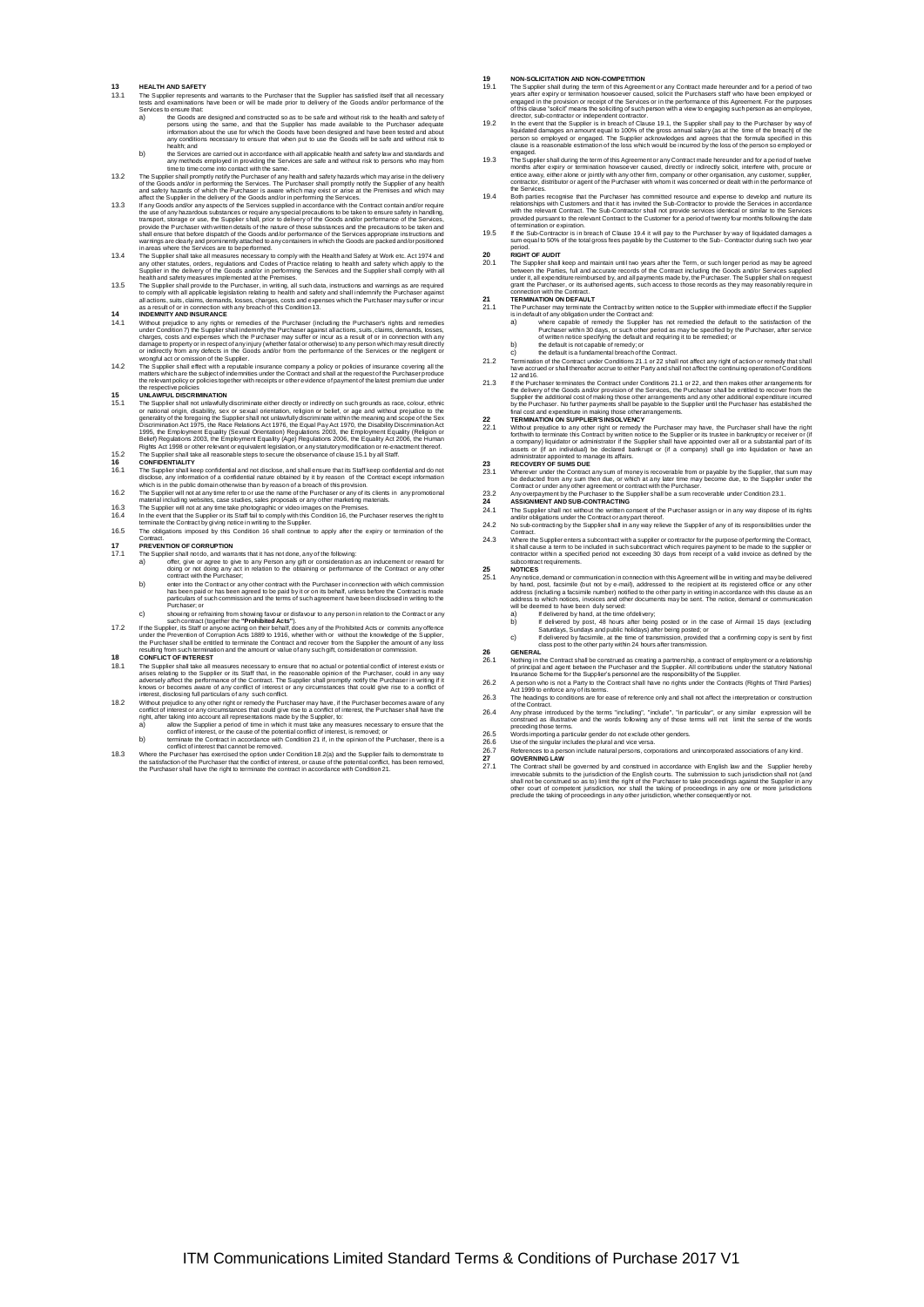## 13 HEALTH AND SAFETY

13.1 The Supplier represents and warrants to the Purchaser that the Supplier has satisfied itself that all necessary tests and examinations have been or will be made prior to delivery of the Goods and/or performance of the Services to ensure that:

a) the Goods are designed and constructed so as to be safe and without risk to the health and safety of persons using the same, and that the Supplier has made available to the Purchaser adequate information about the use for which the Goods have been designed and have been tested and about any conditions necessary to ensure that when put to use the Goods will be safe and without risk to health; and

b) the Services are carried out in accordance with all applicable health and safety law and standards and any methods employed in providing the Services are safe and without risk to persons who may from time to time come into contact with the same.

13.2 The Supplier shall promptly notify the Purchaser of any health and safety hazards which may arise in the delivery of the Goods and/or in performing the Services. The Purchaser shall promptly notify the Supplier of any health and safety hazards of which the Purchaser is aware which may exist or arise at the Premises and which may affect the Supplier in the delivery of the Goods and/or in performing the Services.

13.3 If any Goods and/or any aspects of the Services supplied in accordance with the Contract contain and/or require the use of any hazardous substances or require any special precautions to be taken to ensure safety in handling, transport, storage or use, the Supplier shall, prior to delivery of the Goods and/or performance of the Services, provide the Purchaser with written details of the nature of those substances and the precautions to be taken and shall ensure that before dispatch of the Goods and/or performance of the Services appropriate instructions and warnings are clearly and prominently attached to any containers in which the Goods are packed and/or positioned in areas where the Services are to be performed.

13.4 The Supplier shall take all measures necessary to comply with the Health and Safety at Work etc. Act 1974 and any other statutes, orders, regulations and Codes of Practice relating to health and safety which apply to the Supplier in the delivery of the Goods and/or in performing the Services and the Supplier shall comply with all health and safety measures implemented at the Premises.

13.5 The Supplier shall provide to the Purchaser, in writing, all such data, instructions and warnings as are required to comply with all applicable legislation relating to health and safety and shall indemnify the Purchaser against all actions, suits, claims, demands, losses, charges, costs and expenses which the Purchaser may suffer or incur as a result of or in connection with any breach of this Condition 13.

## 14 INDEMNITY AND INSURANCE

14.1 Without prejudice to any rights or remedies of the Purchaser (including the Purchaser's rights and remedies under Condition 7) the Supplier shall indemnify the Purchaser against all actions, suits, claims, demands, losses, charges, costs and expenses which the Purchaser may suffer or incur as a result of or in connection with any damage to property or in respect of any injury (whether fatal or otherwise) to any person which may result directly or indirectly from any defects in the Goods and/or from the performance of the Services or the negligent or wrongful act or omission of the Supplier.

14.2 The Supplier shall effect with a reputable insurance company a policy or policies of insurance covering all the matters which are the subject of indemnities under the Contract and shall at the request of the Purchaser produce the relevant policy or policies together with receipts or other evidence of payment of the latest premium due under the respective policies

## 15 UNLAWFUL DISCRIMINATION

15.1 The Supplier shall not unlawfully discriminate either directly or indirectly on such grounds as race, colour, ethnic or national origin, disability, sex or sexual orientation, religion or belief, or age and without prejudice to the generality of the foregoing the Supplier shall not unlawfully discriminate within the meaning and scope of the Sex Discrimination Act 1975, the Race Relations Act 1976, the Equal Pay Act 1970, the Disability Discrimination Act 1995, the Employment Equality (Sexual Orientation) Regulations 2003, the Employment Equality (Religion or Belief) Regulations 2003, the Employment Equality (Age) Regulations 2006, the Equality Act 2006, the Human Rights Act 1998 or other relevant or equivalent legislation, or any statutory modification or re-enactment thereof.

15.2 The Supplier shall take all reasonable steps to secure the observance of clause 15.1 by all Staff.

## 16 CONFIDENTIALITY

16.1 The Supplier shall keep confidential and not disclose, and shall ensure that its Staff keep confidential and do not disclose, any information of a confidential nature obtained by it by reason of the Contract except information which is in the public domain otherwise than by reason of a breach of this provision.

16.2 The Supplier will not at any time refer to or use the name of the Purchaser or any of its clients in any promotional material including websites, case studies, sales proposals or any other marketing materials.

16.3 The Supplier will not at any time take photographic or video images on the Premises.

16.4 In the event that the Supplier or its Staff fail to comply with this Condition 16, the Purchaser reserves the right to terminate the Contract by giving notice in writing to the Supplier.

16.5 The obligations imposed by this Condition 16 shall continue to apply after the expiry or termination of the Contract.

## 17 PREVENTION OF CORRUPTION

17.1 The Supplier shall not do, and warrants that it has not done, any of the following:

a) offer, give or agree to give to any Purchaser any gift or consideration as an inducement or reward for doing or not doing any act in relation to the obtaining or performance of the Contract or any other contract with the Purchaser;

b) enter into the Contract or any other contract with the Purchaser in connection with which commission has been paid or has been agreed to be paid by it or on its behalf, unless before the Contract is made particulars of such commission and the terms of such agreement have been disclosed in writing to the Purchaser; or

c) showing or refraining from showing favour or disfavour to any person in relation to the Contract or any such contract (together the **"Prohibited Acts"**).

17.2 If the Supplier, its Staff or anyone acting on their behalf, does any of the Prohibited Acts or commits any offence under the Prevention of Corruption Acts 1889 to 1916, whether with or without the knowledge of the Supplier, the Purchaser shall be entitled to terminate the Contract and recover from the Supplier the amount of any loss resulting from such termination and the amount or value of any such gift, consideration or commission.

## 18 CONFLICT OF INTEREST

18.1 The Supplier shall take all measures necessary to ensure that no actual or potential conflict of interest exists or arises relating to the Supplier or its Staff that, in the reasonable opinion of the Purchaser, could in any way adversely affect the performance of the Contract. The Supplier shall promptly notify the Purchaser in writing if it knows or becomes aware of any conflict of interest or any circumstances that could give rise to a conflict of interest, disclosing full particulars of any such conflict.

18.2 Without prejudice to any other right or remedy the Purchaser may have, if the Purchaser becomes aware of any conflict of interest or any circumstances that could give rise to a conflict of interest, the Purchaser shall have the right, after taking into account all representations made by the Supplier, to:

a) allow the Supplier a period of time in which it must take any measures necessary to ensure that the conflict of interest, or the cause of the potential conflict of interest, is removed; or

b) terminate the Contract in accordance with Condition 21 if, in the opinion of the Purchaser, there is a conflict of interest that cannot be removed.

18.3 Where the Purchaser has exercised the option under Condition 18.2(a) and the Supplier fails to demonstrate to the satisfaction of the Purchaser that the conflict of interest, or cause of the potential conflict, has been removed, the Purchaser shall have the right to terminate the contract in accordance with Condition 21.

## 19 NON-SOLICITATION AND NON-COMPETITION

19.1 The Supplier shall during the term of this Agreement or any Contract made hereunder and for a period of two years after expiry or termination howsoever caused, solicit the Purchasers staff who have been employed or engaged in the provision or receipt of the Services or in the performance of this Agreement. For the purposes of this clause "solicit" means the soliciting of such person with a view to engaging such person as an employee, director, sub-contractor or independent contractor.

19.2 In the event that the Supplier is in breach of Clause 19.1, the Supplier shall pay to the Purchaser by way of liquidated damages an amount equal to 100% of the gross annual salary (as at the time of the breach) of the person so employed or engaged. The Supplier acknowledges and agrees that the formula specified in this clause is a reasonable estimation of the loss which would be incurred by the loss of the person so employed or engaged.

19.3 The Supplier shall during the term of this Agreement or any Contract made hereunder and for a period of twelve months after expiry or termination howsoever caused, directly or indirectly solicit, interfere with, procure or entice away, either alone or jointly with any other firm, company or other organisation, any customer, supplier, contractor, distributor or agent of the Purchaser with whom it was concerned or dealt with in the performance of the Services.

19.4 Both parties recognise that the Purchaser has committed resource and expense to develop and nurture its relationships with Customers and that it has invited the Sub-Contractor to provide the Services in accordance with the relevant Contract. The Sub-Contractor shall not provide services identical or similar to the Services provided pursuant to the relevant Contract to the Customer for a period of twenty four months following the date of termination or expiration.

19.5 If the Sub-Contractor is in breach of Clause 19.4 it will pay to the Purchaser by way of liquidated damages a sum equal to 50% of the total gross fees payable by the Customer to the Sub- Contractor during such two year period.

## 20 RIGHT OF AUDIT

20.1 The Supplier shall keep and maintain until two years after the Term, or such longer period as may be agreed between the Parties, full and accurate records of the Contract including the Goods and/or Services supplied under it, all expenditure reimbursed by, and all payments made by, the Purchaser. The Supplier shall on request grant the Purchaser, or its authorised agents, such access to those records as they may reasonably require in connection with the Contract.

## 21 TERMINATION ON DEFAULT

21.1 The Purchaser may terminate the Contract by written notice to the Supplier with immediate effect if the Supplier is in default of any obligation under the Contract and:

a) where capable of remedy the Supplier has not remedied the default to the satisfaction of the Purchaser within 30 days, or such other period as may be specified by the Purchaser, after service of written notice specifying the default and requiring it to be remedied; or

b) the default is not capable of remedy; or

c) the default is a fundamental breach of the Contract.

21.2 Termination of the Contract under Conditions 21.1 or 22 shall not affect any right of action or remedy that shall have accrued or shall thereafter accrue to either Party and shall not affect the continuing operation of Conditions 12 and 16.

21.3 If the Purchaser terminates the Contract under Conditions 21.1 or 22, and then makes other arrangements for the delivery of the Goods and/or provision of the Services, the Purchaser shall be entitled to recover from the Supplier the additional cost of making those other arrangements and any other additional expenditure incurred by the Purchaser. No further payments shall be payable to the Supplier until the Purchaser has established the final cost and expenditure in making those other arrangements.

## 22 TERMINATION ON SUPPLIER'S INSOLVENCY

22.1 Without prejudice to any other right or remedy the Purchaser may have, the Purchaser shall have the right forthwith to terminate this Contract by written notice to the Supplier or its trustee in bankruptcy or receiver or (if a company) liquidator or administrator if the Supplier shall have appointed over all or a substantial part of its assets or (if an individual) be declared bankrupt or (if a company) shall go into liquidation or have an administrator appointed to manage its affairs.

## 23 RECOVERY OF SUMS DUE

23.1 Wherever under the Contract any sum of money is recoverable from or payable by the Supplier, that sum may be deducted from any sum then due, or which at any later time may become due, to the Supplier under the Contract or under any other agreement or contract with the Purchaser.

23.2 Any overpayment by the Purchaser to the Supplier shall be a sum recoverable under Condition 23.1.

## 24 ASSIGNMENT AND SUB-CONTRACTING

24.1 The Supplier shall not without the written consent of the Purchaser assign or in any way dispose of its rights and/or obligations under the Contract or any part thereof.

24.2 No sub-contracting by the Supplier shall in any way relieve the Supplier of any of its responsibilities under the Contract.

24.3 Where the Supplier enters a subcontract with a supplier or contractor for the purpose of performing the Contract, it shall cause a term to be included in such subcontract which requires payment to be made to the supplier or contractor within a specified period not exceeding 30 days from receipt of a valid invoice as defined by the subcontract requirements.

## 25 NOTICES

25.1 Any notice, demand or communication in connection with this Agreement will be in writing and may be delivered by hand, post, facsimile (but not by e-mail), addressed to the recipient at its registered office or any other address (including a facsimile number) notified to the other party in writing in accordance with this clause as an address to which notices, invoices and other documents may be sent. The notice, demand or communication will be deemed to have been duly served:

a) If delivered by hand, at the time of delivery;

b) If delivered by post, 48 hours after being posted or in the case of Airmail 15 days (excluding Saturdays, Sundays and public holidays) after being posted; or

c) If delivered by facsimile, at the time of transmission, provided that a confirming copy is sent by first class post to the other party within 24 hours after transmission.

## 26 GENERAL

26.1 Nothing in the Contract shall be construed as creating a partnership, a contract of employment or a relationship of principal and agent between the Purchaser and the Supplier. All contributions under the statutory National Insurance Scheme for the Supplier's personnel are the responsibility of the Supplier.

26.2 A person who is not a Party to the Contract shall have no rights under the Contracts (Rights of Third Parties) Act 1999 to enforce any of its terms.

26.3 The headings to conditions are for ease of reference only and shall not affect the interpretation or construction of the Contract.

26.4 Any phrase introduced by the terms "including", "include", "in particular", or any similar expression will be construed as illustrative and the words following any of those terms will not limit the sense of the words preceding those terms.

26.5 Words importing a particular gender do not exclude other genders.

26.6 Use of the singular includes the plural and vice versa.

26.7 References to a person include natural persons, corporations and unincorporated associations of any kind.

## 27 GOVERNING LAW

27.1 The Contract shall be governed by and construed in accordance with English law and the Supplier hereby irrevocable submits to the jurisdiction of the English courts. The submission to such jurisdiction shall not (and shall not be construed so as to) limit the right of the Purchaser to take proceedings against the Supplier in any other court of competent jurisdiction, nor shall the taking of proceedings in any one or more jurisdictions preclude the taking of proceedings in any other jurisdiction, whether consequently or not.

ITM Communications Limited Standard Terms & Conditions of Purchase 2017 V1